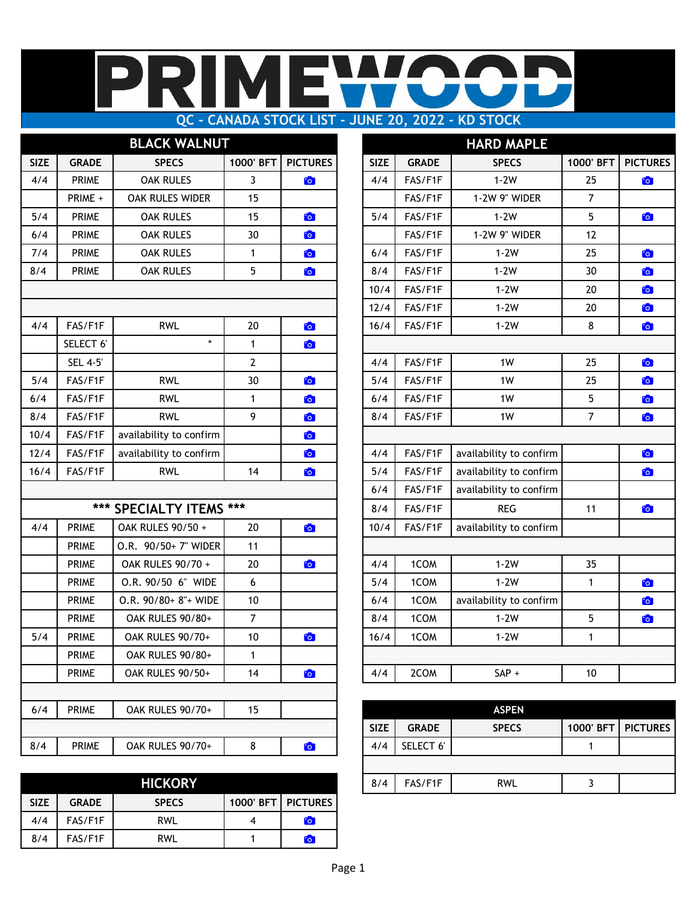# PRIMEWOOD

## QC - CANADA STOCK LIST - JUNE 20, 2022 - KD STOCK

### BLACK WALNUT

| SIZE | GRADE | SPECS | 1000' BFT | PICTURES |
|---|---|---|---|---|
| 4/4 | PRIME | OAK RULES | 3 | 📷 |
| | PRIME + | OAK RULES WIDER | 15 | |
| 5/4 | PRIME | OAK RULES | 15 | 📷 |
| 6/4 | PRIME | OAK RULES | 30 | 📷 |
| 7/4 | PRIME | OAK RULES | 1 | 📷 |
| 8/4 | PRIME | OAK RULES | 5 | 📷 |
| | | | | |
| | | | | |
| 4/4 | FAS/F1F | RWL | 20 | 📷 |
| | SELECT 6' | * | 1 | 📷 |
| | SEL 4-5' | | 2 | |
| 5/4 | FAS/F1F | RWL | 30 | 📷 |
| 6/4 | FAS/F1F | RWL | 1 | 📷 |
| 8/4 | FAS/F1F | RWL | 9 | 📷 |
| 10/4 | FAS/F1F | availability to confirm | | 📷 |
| 12/4 | FAS/F1F | availability to confirm | | 📷 |
| 16/4 | FAS/F1F | RWL | 14 | 📷 |
| | | | | |
| | | *** SPECIALTY ITEMS *** | | |
| 4/4 | PRIME | OAK RULES 90/50 + | 20 | 📷 |
| | PRIME | O.R. 90/50+ 7" WIDER | 11 | |
| | PRIME | OAK RULES 90/70 + | 20 | 📷 |
| | PRIME | O.R. 90/50 6" WIDE | 6 | |
| | PRIME | O.R. 90/80+ 8"+ WIDE | 10 | |
| | PRIME | OAK RULES 90/80+ | 7 | |
| 5/4 | PRIME | OAK RULES 90/70+ | 10 | 📷 |
| | PRIME | OAK RULES 90/80+ | 1 | |
| | PRIME | OAK RULES 90/50+ | 14 | 📷 |
| | | | | |
| 6/4 | PRIME | OAK RULES 90/70+ | 15 | |
| | | | | |
| 8/4 | PRIME | OAK RULES 90/70+ | 8 | 📷 |

### HICKORY

| SIZE | GRADE | SPECS | 1000' BFT | PICTURES |
|---|---|---|---|---|
| 4/4 | FAS/F1F | RWL | 4 | 📷 |
| 8/4 | FAS/F1F | RWL | 1 | 📷 |

### HARD MAPLE

| SIZE | GRADE | SPECS | 1000' BFT | PICTURES |
|---|---|---|---|---|
| 4/4 | FAS/F1F | 1-2W | 25 | 📷 |
| | FAS/F1F | 1-2W 9" WIDER | 7 | |
| 5/4 | FAS/F1F | 1-2W | 5 | 📷 |
| | FAS/F1F | 1-2W 9" WIDER | 12 | |
| 6/4 | FAS/F1F | 1-2W | 25 | 📷 |
| 8/4 | FAS/F1F | 1-2W | 30 | 📷 |
| 10/4 | FAS/F1F | 1-2W | 20 | 📷 |
| 12/4 | FAS/F1F | 1-2W | 20 | 📷 |
| 16/4 | FAS/F1F | 1-2W | 8 | 📷 |
| | | | | |
| 4/4 | FAS/F1F | 1W | 25 | 📷 |
| 5/4 | FAS/F1F | 1W | 25 | 📷 |
| 6/4 | FAS/F1F | 1W | 5 | 📷 |
| 8/4 | FAS/F1F | 1W | 7 | 📷 |
| | | | | |
| 4/4 | FAS/F1F | availability to confirm | | 📷 |
| 5/4 | FAS/F1F | availability to confirm | | 📷 |
| 6/4 | FAS/F1F | availability to confirm | | |
| 8/4 | FAS/F1F | REG | 11 | 📷 |
| 10/4 | FAS/F1F | availability to confirm | | |
| | | | | |
| 4/4 | 1COM | 1-2W | 35 | |
| 5/4 | 1COM | 1-2W | 1 | 📷 |
| 6/4 | 1COM | availability to confirm | | 📷 |
| 8/4 | 1COM | 1-2W | 5 | 📷 |
| 16/4 | 1COM | 1-2W | 1 | |
| | | | | |
| 4/4 | 2COM | SAP + | 10 | |

### ASPEN

| SIZE | GRADE | SPECS | 1000' BFT | PICTURES |
|---|---|---|---|---|
| 4/4 | SELECT 6' | | 1 | |
| | | | | |
| 8/4 | FAS/F1F | RWL | 3 | |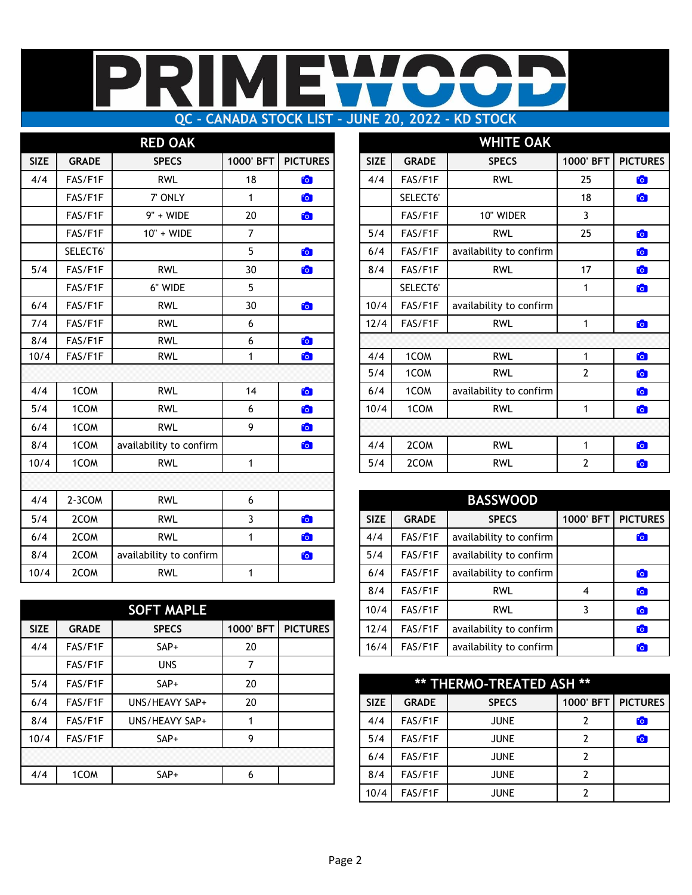# PRIMEWOOD

## QC - CANADA STOCK LIST - JUNE 20, 2022 - KD STOCK

### RED OAK

| SIZE | GRADE | SPECS | 1000' BFT | PICTURES |
|---|---|---|---|---|
| 4/4 | FAS/F1F | RWL | 18 | 📷 |
| | FAS/F1F | 7' ONLY | 1 | 📷 |
| | FAS/F1F | 9" + WIDE | 20 | 📷 |
| | FAS/F1F | 10" + WIDE | 7 | |
| | SELECT6' | | 5 | 📷 |
| 5/4 | FAS/F1F | RWL | 30 | 📷 |
| | FAS/F1F | 6" WIDE | 5 | |
| 6/4 | FAS/F1F | RWL | 30 | 📷 |
| 7/4 | FAS/F1F | RWL | 6 | |
| 8/4 | FAS/F1F | RWL | 6 | 📷 |
| 10/4 | FAS/F1F | RWL | 1 | 📷 |
| | | | | |
| 4/4 | 1COM | RWL | 14 | 📷 |
| 5/4 | 1COM | RWL | 6 | 📷 |
| 6/4 | 1COM | RWL | 9 | 📷 |
| 8/4 | 1COM | availability to confirm | | 📷 |
| 10/4 | 1COM | RWL | 1 | |
| | | | | |
| 4/4 | 2-3COM | RWL | 6 | |
| 5/4 | 2COM | RWL | 3 | 📷 |
| 6/4 | 2COM | RWL | 1 | 📷 |
| 8/4 | 2COM | availability to confirm | | 📷 |
| 10/4 | 2COM | RWL | 1 | |

### SOFT MAPLE

| SIZE | GRADE | SPECS | 1000' BFT | PICTURES |
|---|---|---|---|---|
| 4/4 | FAS/F1F | SAP+ | 20 | |
| | FAS/F1F | UNS | 7 | |
| 5/4 | FAS/F1F | SAP+ | 20 | |
| 6/4 | FAS/F1F | UNS/HEAVY SAP+ | 20 | |
| 8/4 | FAS/F1F | UNS/HEAVY SAP+ | 1 | |
| 10/4 | FAS/F1F | SAP+ | 9 | |
| | | | | |
| 4/4 | 1COM | SAP+ | 6 | |

### WHITE OAK

| SIZE | GRADE | SPECS | 1000' BFT | PICTURES |
|---|---|---|---|---|
| 4/4 | FAS/F1F | RWL | 25 | 📷 |
| | SELECT6' | | 18 | 📷 |
| | FAS/F1F | 10" WIDER | 3 | |
| 5/4 | FAS/F1F | RWL | 25 | 📷 |
| 6/4 | FAS/F1F | availability to confirm | | 📷 |
| 8/4 | FAS/F1F | RWL | 17 | 📷 |
| | SELECT6' | | 1 | 📷 |
| 10/4 | FAS/F1F | availability to confirm | | |
| 12/4 | FAS/F1F | RWL | 1 | 📷 |
| | | | | |
| 4/4 | 1COM | RWL | 1 | 📷 |
| 5/4 | 1COM | RWL | 2 | 📷 |
| 6/4 | 1COM | availability to confirm | | 📷 |
| 10/4 | 1COM | RWL | 1 | 📷 |
| | | | | |
| 4/4 | 2COM | RWL | 1 | 📷 |
| 5/4 | 2COM | RWL | 2 | 📷 |

### BASSWOOD

| SIZE | GRADE | SPECS | 1000' BFT | PICTURES |
|---|---|---|---|---|
| 4/4 | FAS/F1F | availability to confirm | | 📷 |
| 5/4 | FAS/F1F | availability to confirm | | |
| 6/4 | FAS/F1F | availability to confirm | | 📷 |
| 8/4 | FAS/F1F | RWL | 4 | 📷 |
| 10/4 | FAS/F1F | RWL | 3 | 📷 |
| 12/4 | FAS/F1F | availability to confirm | | 📷 |
| 16/4 | FAS/F1F | availability to confirm | | 📷 |

### ** THERMO-TREATED ASH **

| SIZE | GRADE | SPECS | 1000' BFT | PICTURES |
|---|---|---|---|---|
| 4/4 | FAS/F1F | JUNE | 2 | 📷 |
| 5/4 | FAS/F1F | JUNE | 2 | 📷 |
| 6/4 | FAS/F1F | JUNE | 2 | |
| 8/4 | FAS/F1F | JUNE | 2 | |
| 10/4 | FAS/F1F | JUNE | 2 | |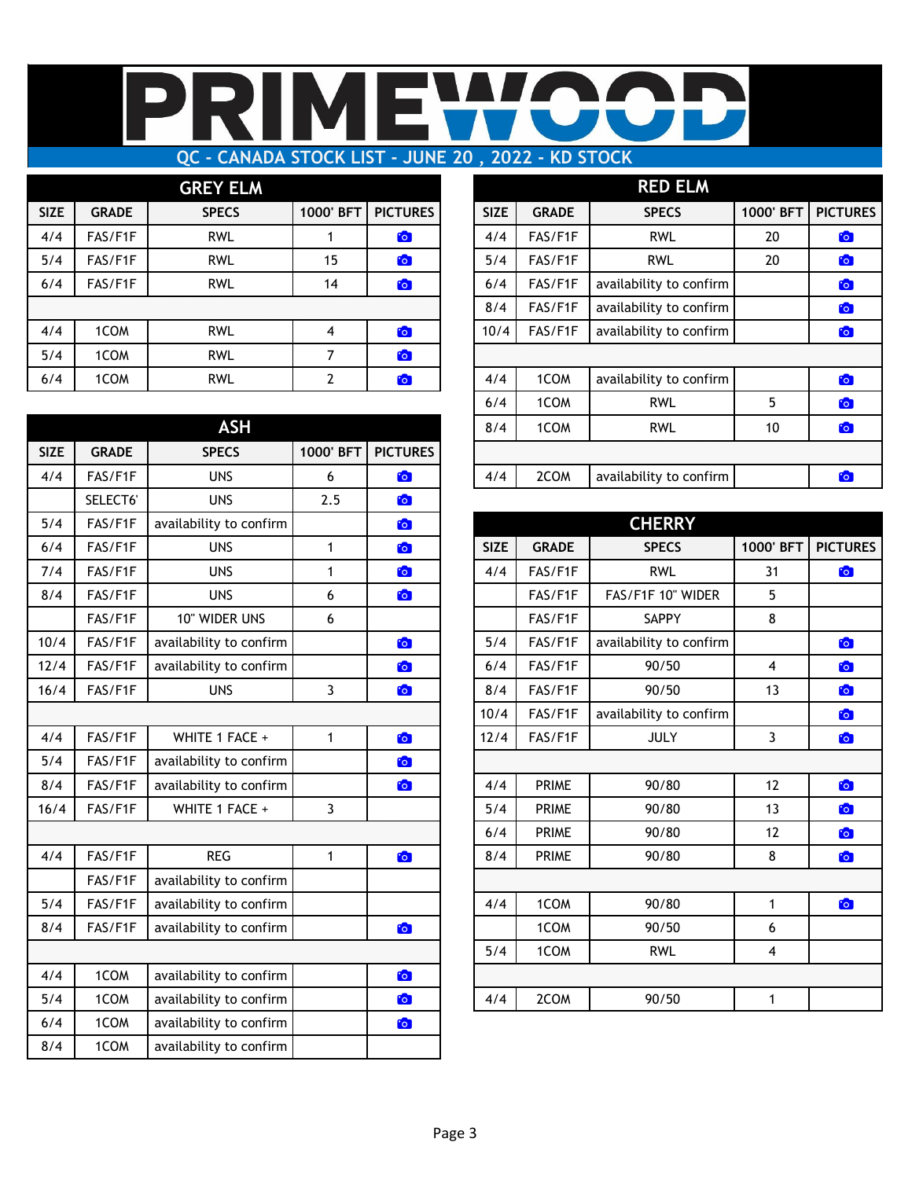# PRIMEWOOD

## QC - CANADA STOCK LIST - JUNE 20 , 2022 - KD STOCK

### GREY ELM

| SIZE | GRADE | SPECS | 1000' BFT | PICTURES |
|---|---|---|---|---|
| 4/4 | FAS/F1F | RWL | 1 | 📷 |
| 5/4 | FAS/F1F | RWL | 15 | 📷 |
| 6/4 | FAS/F1F | RWL | 14 | 📷 |
| | | | | |
| 4/4 | 1COM | RWL | 4 | 📷 |
| 5/4 | 1COM | RWL | 7 | 📷 |
| 6/4 | 1COM | RWL | 2 | 📷 |

### ASH

| SIZE | GRADE | SPECS | 1000' BFT | PICTURES |
|---|---|---|---|---|
| 4/4 | FAS/F1F | UNS | 6 | 📷 |
| | SELECT6' | UNS | 2.5 | 📷 |
| 5/4 | FAS/F1F | availability to confirm | | 📷 |
| 6/4 | FAS/F1F | UNS | 1 | 📷 |
| 7/4 | FAS/F1F | UNS | 1 | 📷 |
| 8/4 | FAS/F1F | UNS | 6 | 📷 |
| | FAS/F1F | 10" WIDER UNS | 6 | |
| 10/4 | FAS/F1F | availability to confirm | | 📷 |
| 12/4 | FAS/F1F | availability to confirm | | 📷 |
| 16/4 | FAS/F1F | UNS | 3 | 📷 |
| | | | | |
| 4/4 | FAS/F1F | WHITE 1 FACE + | 1 | 📷 |
| 5/4 | FAS/F1F | availability to confirm | | 📷 |
| 8/4 | FAS/F1F | availability to confirm | | 📷 |
| 16/4 | FAS/F1F | WHITE 1 FACE + | 3 | |
| | | | | |
| 4/4 | FAS/F1F | REG | 1 | 📷 |
| | FAS/F1F | availability to confirm | | |
| 5/4 | FAS/F1F | availability to confirm | | |
| 8/4 | FAS/F1F | availability to confirm | | 📷 |
| | | | | |
| 4/4 | 1COM | availability to confirm | | 📷 |
| 5/4 | 1COM | availability to confirm | | 📷 |
| 6/4 | 1COM | availability to confirm | | 📷 |
| 8/4 | 1COM | availability to confirm | | |

### RED ELM

| SIZE | GRADE | SPECS | 1000' BFT | PICTURES |
|---|---|---|---|---|
| 4/4 | FAS/F1F | RWL | 20 | 📷 |
| 5/4 | FAS/F1F | RWL | 20 | 📷 |
| 6/4 | FAS/F1F | availability to confirm | | 📷 |
| 8/4 | FAS/F1F | availability to confirm | | 📷 |
| 10/4 | FAS/F1F | availability to confirm | | 📷 |
| | | | | |
| 4/4 | 1COM | availability to confirm | | 📷 |
| 6/4 | 1COM | RWL | 5 | 📷 |
| 8/4 | 1COM | RWL | 10 | 📷 |
| | | | | |
| 4/4 | 2COM | availability to confirm | | 📷 |

### CHERRY

| SIZE | GRADE | SPECS | 1000' BFT | PICTURES |
|---|---|---|---|---|
| 4/4 | FAS/F1F | RWL | 31 | 📷 |
| | FAS/F1F | FAS/F1F 10" WIDER | 5 | |
| | FAS/F1F | SAPPY | 8 | |
| 5/4 | FAS/F1F | availability to confirm | | 📷 |
| 6/4 | FAS/F1F | 90/50 | 4 | 📷 |
| 8/4 | FAS/F1F | 90/50 | 13 | 📷 |
| 10/4 | FAS/F1F | availability to confirm | | 📷 |
| 12/4 | FAS/F1F | JULY | 3 | 📷 |
| | | | | |
| 4/4 | PRIME | 90/80 | 12 | 📷 |
| 5/4 | PRIME | 90/80 | 13 | 📷 |
| 6/4 | PRIME | 90/80 | 12 | 📷 |
| 8/4 | PRIME | 90/80 | 8 | 📷 |
| | | | | |
| 4/4 | 1COM | 90/80 | 1 | 📷 |
| | 1COM | 90/50 | 6 | |
| 5/4 | 1COM | RWL | 4 | |
| | | | | |
| 4/4 | 2COM | 90/50 | 1 | |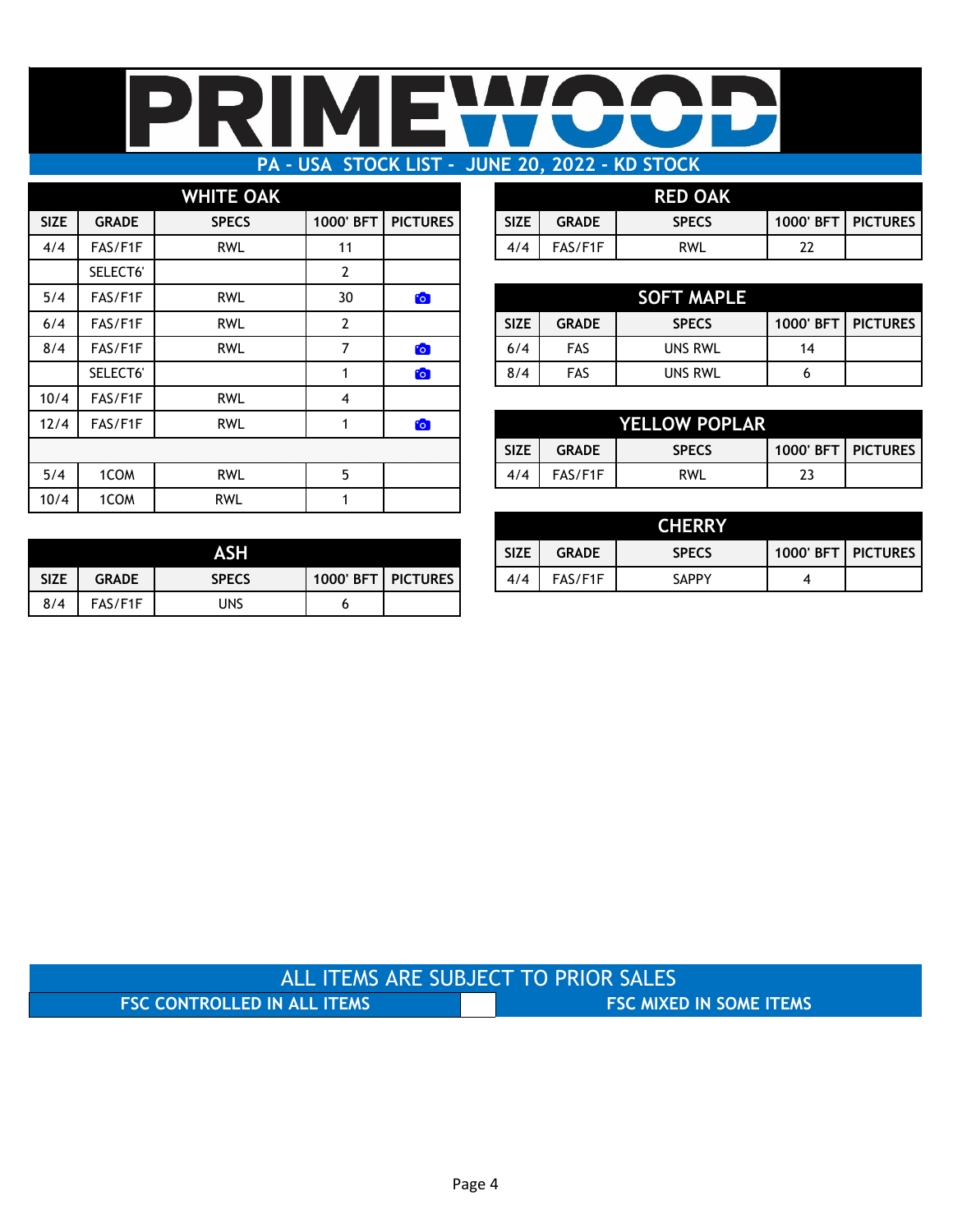# PRIMEWOOD

## PA - USA STOCK LIST - JUNE 20, 2022 - KD STOCK

### WHITE OAK

| SIZE | GRADE | SPECS | 1000' BFT | PICTURES |
|---|---|---|---|---|
| 4/4 | FAS/F1F | RWL | 11 | |
| | SELECT6' | | 2 | |
| 5/4 | FAS/F1F | RWL | 30 | 📷 |
| 6/4 | FAS/F1F | RWL | 2 | |
| 8/4 | FAS/F1F | RWL | 7 | 📷 |
| | SELECT6' | | 1 | 📷 |
| 10/4 | FAS/F1F | RWL | 4 | |
| 12/4 | FAS/F1F | RWL | 1 | 📷 |
| | | | | |
| 5/4 | 1COM | RWL | 5 | |
| 10/4 | 1COM | RWL | 1 | |

### ASH

| SIZE | GRADE | SPECS | 1000' BFT | PICTURES |
|---|---|---|---|---|
| 8/4 | FAS/F1F | UNS | 6 | |

### RED OAK

| SIZE | GRADE | SPECS | 1000' BFT | PICTURES |
|---|---|---|---|---|
| 4/4 | FAS/F1F | RWL | 22 | |

### SOFT MAPLE

| SIZE | GRADE | SPECS | 1000' BFT | PICTURES |
|---|---|---|---|---|
| 6/4 | FAS | UNS RWL | 14 | |
| 8/4 | FAS | UNS RWL | 6 | |

### YELLOW POPLAR

| SIZE | GRADE | SPECS | 1000' BFT | PICTURES |
|---|---|---|---|---|
| 4/4 | FAS/F1F | RWL | 23 | |

### CHERRY

| SIZE | GRADE | SPECS | 1000' BFT | PICTURES |
|---|---|---|---|---|
| 4/4 | FAS/F1F | SAPPY | 4 | |

ALL ITEMS ARE SUBJECT TO PRIOR SALES

**FSC CONTROLLED IN ALL ITEMS** | **FSC MIXED IN SOME ITEMS**